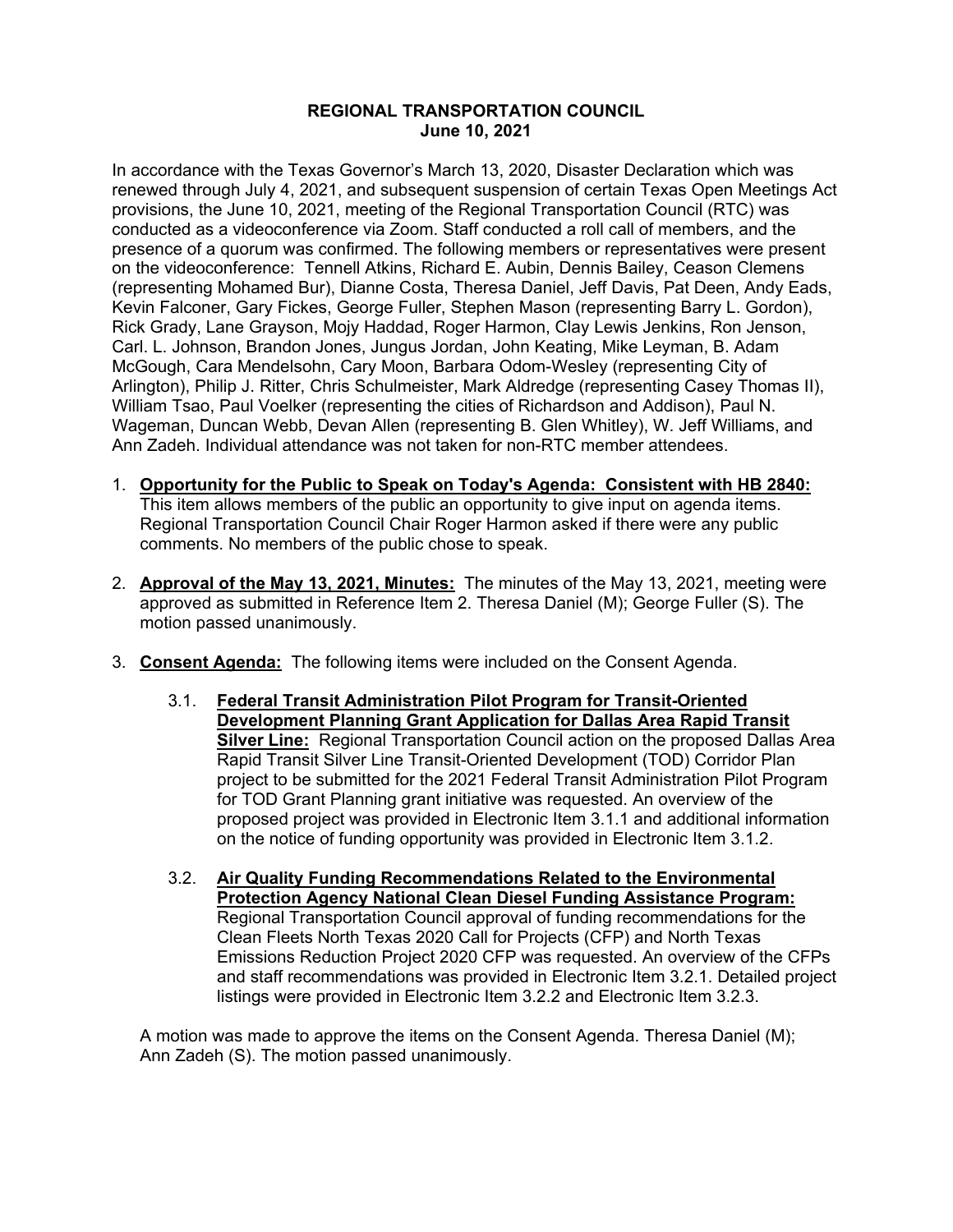**REGIONAL TRANSPORTATION COUNCIL**
**June 10, 2021**

In accordance with the Texas Governor's March 13, 2020, Disaster Declaration which was renewed through July 4, 2021, and subsequent suspension of certain Texas Open Meetings Act provisions, the June 10, 2021, meeting of the Regional Transportation Council (RTC) was conducted as a videoconference via Zoom. Staff conducted a roll call of members, and the presence of a quorum was confirmed. The following members or representatives were present on the videoconference: Tennell Atkins, Richard E. Aubin, Dennis Bailey, Ceason Clemens (representing Mohamed Bur), Dianne Costa, Theresa Daniel, Jeff Davis, Pat Deen, Andy Eads, Kevin Falconer, Gary Fickes, George Fuller, Stephen Mason (representing Barry L. Gordon), Rick Grady, Lane Grayson, Mojy Haddad, Roger Harmon, Clay Lewis Jenkins, Ron Jenson, Carl. L. Johnson, Brandon Jones, Jungus Jordan, John Keating, Mike Leyman, B. Adam McGough, Cara Mendelsohn, Cary Moon, Barbara Odom-Wesley (representing City of Arlington), Philip J. Ritter, Chris Schulmeister, Mark Aldredge (representing Casey Thomas II), William Tsao, Paul Voelker (representing the cities of Richardson and Addison), Paul N. Wageman, Duncan Webb, Devan Allen (representing B. Glen Whitley), W. Jeff Williams, and Ann Zadeh. Individual attendance was not taken for non-RTC member attendees.

1. **Opportunity for the Public to Speak on Today's Agenda: Consistent with HB 2840:** This item allows members of the public an opportunity to give input on agenda items. Regional Transportation Council Chair Roger Harmon asked if there were any public comments. No members of the public chose to speak.

2. **Approval of the May 13, 2021, Minutes:** The minutes of the May 13, 2021, meeting were approved as submitted in Reference Item 2. Theresa Daniel (M); George Fuller (S). The motion passed unanimously.

3. **Consent Agenda:** The following items were included on the Consent Agenda.

   3.1. **Federal Transit Administration Pilot Program for Transit-Oriented Development Planning Grant Application for Dallas Area Rapid Transit Silver Line:** Regional Transportation Council action on the proposed Dallas Area Rapid Transit Silver Line Transit-Oriented Development (TOD) Corridor Plan project to be submitted for the 2021 Federal Transit Administration Pilot Program for TOD Grant Planning grant initiative was requested. An overview of the proposed project was provided in Electronic Item 3.1.1 and additional information on the notice of funding opportunity was provided in Electronic Item 3.1.2.

   3.2. **Air Quality Funding Recommendations Related to the Environmental Protection Agency National Clean Diesel Funding Assistance Program:** Regional Transportation Council approval of funding recommendations for the Clean Fleets North Texas 2020 Call for Projects (CFP) and North Texas Emissions Reduction Project 2020 CFP was requested. An overview of the CFPs and staff recommendations was provided in Electronic Item 3.2.1. Detailed project listings were provided in Electronic Item 3.2.2 and Electronic Item 3.2.3.

   A motion was made to approve the items on the Consent Agenda. Theresa Daniel (M); Ann Zadeh (S). The motion passed unanimously.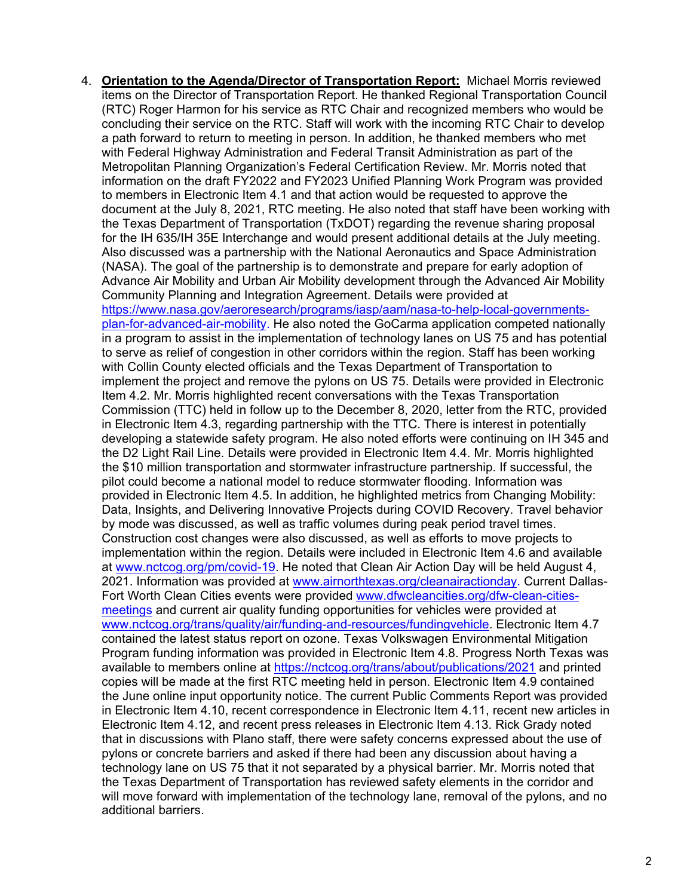4. **Orientation to the Agenda/Director of Transportation Report:** Michael Morris reviewed items on the Director of Transportation Report. He thanked Regional Transportation Council (RTC) Roger Harmon for his service as RTC Chair and recognized members who would be concluding their service on the RTC. Staff will work with the incoming RTC Chair to develop a path forward to return to meeting in person. In addition, he thanked members who met with Federal Highway Administration and Federal Transit Administration as part of the Metropolitan Planning Organization's Federal Certification Review. Mr. Morris noted that information on the draft FY2022 and FY2023 Unified Planning Work Program was provided to members in Electronic Item 4.1 and that action would be requested to approve the document at the July 8, 2021, RTC meeting. He also noted that staff have been working with the Texas Department of Transportation (TxDOT) regarding the revenue sharing proposal for the IH 635/IH 35E Interchange and would present additional details at the July meeting. Also discussed was a partnership with the National Aeronautics and Space Administration (NASA). The goal of the partnership is to demonstrate and prepare for early adoption of Advance Air Mobility and Urban Air Mobility development through the Advanced Air Mobility Community Planning and Integration Agreement. Details were provided at [https://www.nasa.gov/aeroresearch/programs/iasp/aam/nasa-to-help-local-governments-plan-for-advanced-air-mobility](https://www.nasa.gov/aeroresearch/programs/iasp/aam/nasa-to-help-local-governments-plan-for-advanced-air-mobility). He also noted the GoCarma application competed nationally in a program to assist in the implementation of technology lanes on US 75 and has potential to serve as relief of congestion in other corridors within the region. Staff has been working with Collin County elected officials and the Texas Department of Transportation to implement the project and remove the pylons on US 75. Details were provided in Electronic Item 4.2. Mr. Morris highlighted recent conversations with the Texas Transportation Commission (TTC) held in follow up to the December 8, 2020, letter from the RTC, provided in Electronic Item 4.3, regarding partnership with the TTC. There is interest in potentially developing a statewide safety program. He also noted efforts were continuing on IH 345 and the D2 Light Rail Line. Details were provided in Electronic Item 4.4. Mr. Morris highlighted the $10 million transportation and stormwater infrastructure partnership. If successful, the pilot could become a national model to reduce stormwater flooding. Information was provided in Electronic Item 4.5. In addition, he highlighted metrics from Changing Mobility: Data, Insights, and Delivering Innovative Projects during COVID Recovery. Travel behavior by mode was discussed, as well as traffic volumes during peak period travel times. Construction cost changes were also discussed, as well as efforts to move projects to implementation within the region. Details were included in Electronic Item 4.6 and available at [www.nctcog.org/pm/covid-19](http://www.nctcog.org/pm/covid-19). He noted that Clean Air Action Day will be held August 4, 2021. Information was provided at [www.airnorthtexas.org/cleanairactionday](http://www.airnorthtexas.org/cleanairactionday). Current Dallas-Fort Worth Clean Cities events were provided [www.dfwcleancities.org/dfw-clean-cities-meetings](http://www.dfwcleancities.org/dfw-clean-cities-meetings) and current air quality funding opportunities for vehicles were provided at [www.nctcog.org/trans/quality/air/funding-and-resources/fundingvehicle](http://www.nctcog.org/trans/quality/air/funding-and-resources/fundingvehicle). Electronic Item 4.7 contained the latest status report on ozone. Texas Volkswagen Environmental Mitigation Program funding information was provided in Electronic Item 4.8. Progress North Texas was available to members online at [https://nctcog.org/trans/about/publications/2021](https://nctcog.org/trans/about/publications/2021) and printed copies will be made at the first RTC meeting held in person. Electronic Item 4.9 contained the June online input opportunity notice. The current Public Comments Report was provided in Electronic Item 4.10, recent correspondence in Electronic Item 4.11, recent new articles in Electronic Item 4.12, and recent press releases in Electronic Item 4.13. Rick Grady noted that in discussions with Plano staff, there were safety concerns expressed about the use of pylons or concrete barriers and asked if there had been any discussion about having a technology lane on US 75 that it not separated by a physical barrier. Mr. Morris noted that the Texas Department of Transportation has reviewed safety elements in the corridor and will move forward with implementation of the technology lane, removal of the pylons, and no additional barriers.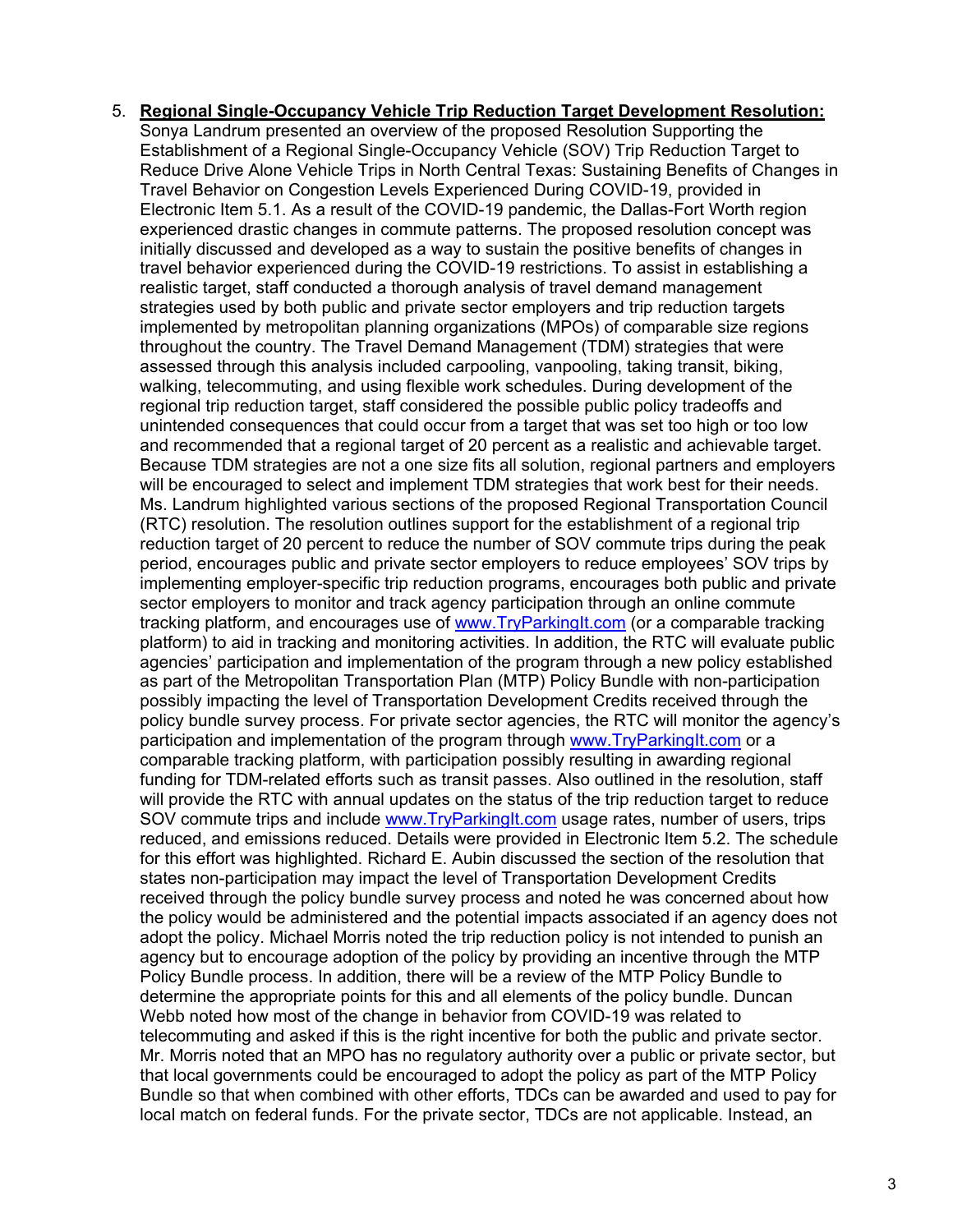5. **Regional Single-Occupancy Vehicle Trip Reduction Target Development Resolution:** Sonya Landrum presented an overview of the proposed Resolution Supporting the Establishment of a Regional Single-Occupancy Vehicle (SOV) Trip Reduction Target to Reduce Drive Alone Vehicle Trips in North Central Texas: Sustaining Benefits of Changes in Travel Behavior on Congestion Levels Experienced During COVID-19, provided in Electronic Item 5.1. As a result of the COVID-19 pandemic, the Dallas-Fort Worth region experienced drastic changes in commute patterns. The proposed resolution concept was initially discussed and developed as a way to sustain the positive benefits of changes in travel behavior experienced during the COVID-19 restrictions. To assist in establishing a realistic target, staff conducted a thorough analysis of travel demand management strategies used by both public and private sector employers and trip reduction targets implemented by metropolitan planning organizations (MPOs) of comparable size regions throughout the country. The Travel Demand Management (TDM) strategies that were assessed through this analysis included carpooling, vanpooling, taking transit, biking, walking, telecommuting, and using flexible work schedules. During development of the regional trip reduction target, staff considered the possible public policy tradeoffs and unintended consequences that could occur from a target that was set too high or too low and recommended that a regional target of 20 percent as a realistic and achievable target. Because TDM strategies are not a one size fits all solution, regional partners and employers will be encouraged to select and implement TDM strategies that work best for their needs. Ms. Landrum highlighted various sections of the proposed Regional Transportation Council (RTC) resolution. The resolution outlines support for the establishment of a regional trip reduction target of 20 percent to reduce the number of SOV commute trips during the peak period, encourages public and private sector employers to reduce employees' SOV trips by implementing employer-specific trip reduction programs, encourages both public and private sector employers to monitor and track agency participation through an online commute tracking platform, and encourages use of [www.TryParkingIt.com](http://www.TryParkingIt.com) (or a comparable tracking platform) to aid in tracking and monitoring activities. In addition, the RTC will evaluate public agencies' participation and implementation of the program through a new policy established as part of the Metropolitan Transportation Plan (MTP) Policy Bundle with non-participation possibly impacting the level of Transportation Development Credits received through the policy bundle survey process. For private sector agencies, the RTC will monitor the agency's participation and implementation of the program through [www.TryParkingIt.com](http://www.TryParkingIt.com) or a comparable tracking platform, with participation possibly resulting in awarding regional funding for TDM-related efforts such as transit passes. Also outlined in the resolution, staff will provide the RTC with annual updates on the status of the trip reduction target to reduce SOV commute trips and include [www.TryParkingIt.com](http://www.TryParkingIt.com) usage rates, number of users, trips reduced, and emissions reduced. Details were provided in Electronic Item 5.2. The schedule for this effort was highlighted. Richard E. Aubin discussed the section of the resolution that states non-participation may impact the level of Transportation Development Credits received through the policy bundle survey process and noted he was concerned about how the policy would be administered and the potential impacts associated if an agency does not adopt the policy. Michael Morris noted the trip reduction policy is not intended to punish an agency but to encourage adoption of the policy by providing an incentive through the MTP Policy Bundle process. In addition, there will be a review of the MTP Policy Bundle to determine the appropriate points for this and all elements of the policy bundle. Duncan Webb noted how most of the change in behavior from COVID-19 was related to telecommuting and asked if this is the right incentive for both the public and private sector. Mr. Morris noted that an MPO has no regulatory authority over a public or private sector, but that local governments could be encouraged to adopt the policy as part of the MTP Policy Bundle so that when combined with other efforts, TDCs can be awarded and used to pay for local match on federal funds. For the private sector, TDCs are not applicable. Instead, an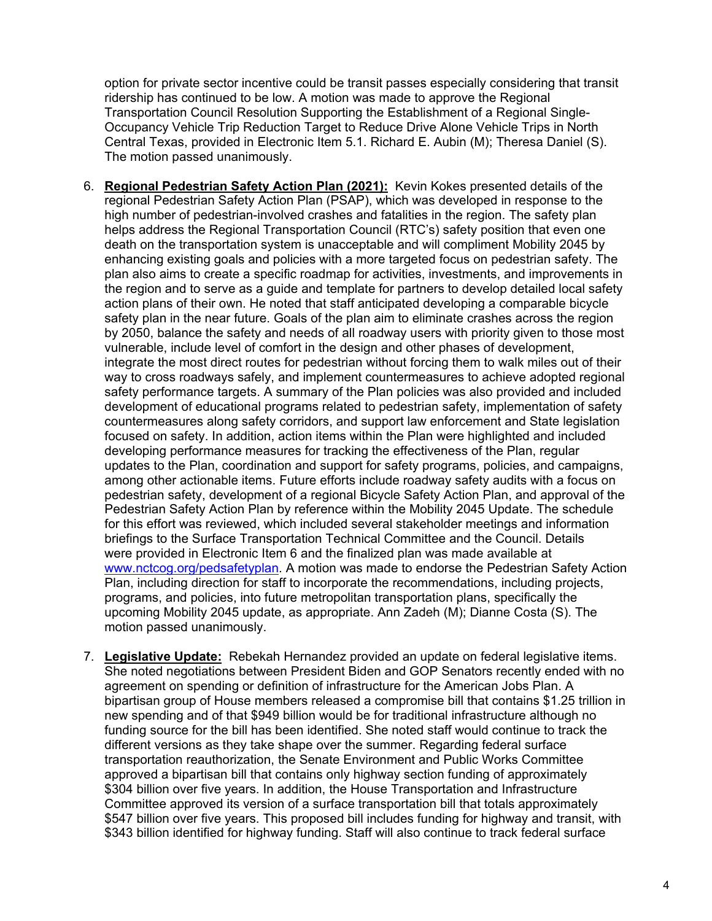option for private sector incentive could be transit passes especially considering that transit ridership has continued to be low. A motion was made to approve the Regional Transportation Council Resolution Supporting the Establishment of a Regional Single-Occupancy Vehicle Trip Reduction Target to Reduce Drive Alone Vehicle Trips in North Central Texas, provided in Electronic Item 5.1. Richard E. Aubin (M); Theresa Daniel (S). The motion passed unanimously.

6. **Regional Pedestrian Safety Action Plan (2021):** Kevin Kokes presented details of the regional Pedestrian Safety Action Plan (PSAP), which was developed in response to the high number of pedestrian-involved crashes and fatalities in the region. The safety plan helps address the Regional Transportation Council (RTC's) safety position that even one death on the transportation system is unacceptable and will compliment Mobility 2045 by enhancing existing goals and policies with a more targeted focus on pedestrian safety. The plan also aims to create a specific roadmap for activities, investments, and improvements in the region and to serve as a guide and template for partners to develop detailed local safety action plans of their own. He noted that staff anticipated developing a comparable bicycle safety plan in the near future. Goals of the plan aim to eliminate crashes across the region by 2050, balance the safety and needs of all roadway users with priority given to those most vulnerable, include level of comfort in the design and other phases of development, integrate the most direct routes for pedestrian without forcing them to walk miles out of their way to cross roadways safely, and implement countermeasures to achieve adopted regional safety performance targets. A summary of the Plan policies was also provided and included development of educational programs related to pedestrian safety, implementation of safety countermeasures along safety corridors, and support law enforcement and State legislation focused on safety. In addition, action items within the Plan were highlighted and included developing performance measures for tracking the effectiveness of the Plan, regular updates to the Plan, coordination and support for safety programs, policies, and campaigns, among other actionable items. Future efforts include roadway safety audits with a focus on pedestrian safety, development of a regional Bicycle Safety Action Plan, and approval of the Pedestrian Safety Action Plan by reference within the Mobility 2045 Update. The schedule for this effort was reviewed, which included several stakeholder meetings and information briefings to the Surface Transportation Technical Committee and the Council. Details were provided in Electronic Item 6 and the finalized plan was made available at www.nctcog.org/pedsafetyplan. A motion was made to endorse the Pedestrian Safety Action Plan, including direction for staff to incorporate the recommendations, including projects, programs, and policies, into future metropolitan transportation plans, specifically the upcoming Mobility 2045 update, as appropriate. Ann Zadeh (M); Dianne Costa (S). The motion passed unanimously.

7. **Legislative Update:** Rebekah Hernandez provided an update on federal legislative items. She noted negotiations between President Biden and GOP Senators recently ended with no agreement on spending or definition of infrastructure for the American Jobs Plan. A bipartisan group of House members released a compromise bill that contains $1.25 trillion in new spending and of that $949 billion would be for traditional infrastructure although no funding source for the bill has been identified. She noted staff would continue to track the different versions as they take shape over the summer. Regarding federal surface transportation reauthorization, the Senate Environment and Public Works Committee approved a bipartisan bill that contains only highway section funding of approximately $304 billion over five years. In addition, the House Transportation and Infrastructure Committee approved its version of a surface transportation bill that totals approximately $547 billion over five years. This proposed bill includes funding for highway and transit, with $343 billion identified for highway funding. Staff will also continue to track federal surface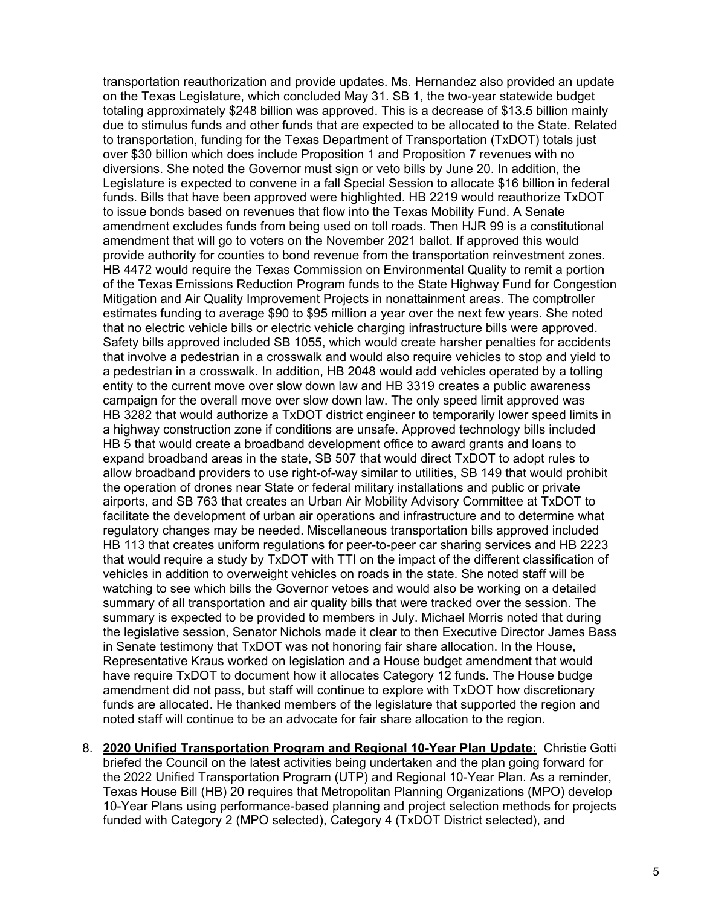transportation reauthorization and provide updates. Ms. Hernandez also provided an update on the Texas Legislature, which concluded May 31. SB 1, the two-year statewide budget totaling approximately $248 billion was approved. This is a decrease of $13.5 billion mainly due to stimulus funds and other funds that are expected to be allocated to the State. Related to transportation, funding for the Texas Department of Transportation (TxDOT) totals just over $30 billion which does include Proposition 1 and Proposition 7 revenues with no diversions. She noted the Governor must sign or veto bills by June 20. In addition, the Legislature is expected to convene in a fall Special Session to allocate $16 billion in federal funds. Bills that have been approved were highlighted. HB 2219 would reauthorize TxDOT to issue bonds based on revenues that flow into the Texas Mobility Fund. A Senate amendment excludes funds from being used on toll roads. Then HJR 99 is a constitutional amendment that will go to voters on the November 2021 ballot. If approved this would provide authority for counties to bond revenue from the transportation reinvestment zones. HB 4472 would require the Texas Commission on Environmental Quality to remit a portion of the Texas Emissions Reduction Program funds to the State Highway Fund for Congestion Mitigation and Air Quality Improvement Projects in nonattainment areas. The comptroller estimates funding to average $90 to $95 million a year over the next few years. She noted that no electric vehicle bills or electric vehicle charging infrastructure bills were approved. Safety bills approved included SB 1055, which would create harsher penalties for accidents that involve a pedestrian in a crosswalk and would also require vehicles to stop and yield to a pedestrian in a crosswalk. In addition, HB 2048 would add vehicles operated by a tolling entity to the current move over slow down law and HB 3319 creates a public awareness campaign for the overall move over slow down law. The only speed limit approved was HB 3282 that would authorize a TxDOT district engineer to temporarily lower speed limits in a highway construction zone if conditions are unsafe. Approved technology bills included HB 5 that would create a broadband development office to award grants and loans to expand broadband areas in the state, SB 507 that would direct TxDOT to adopt rules to allow broadband providers to use right-of-way similar to utilities, SB 149 that would prohibit the operation of drones near State or federal military installations and public or private airports, and SB 763 that creates an Urban Air Mobility Advisory Committee at TxDOT to facilitate the development of urban air operations and infrastructure and to determine what regulatory changes may be needed. Miscellaneous transportation bills approved included HB 113 that creates uniform regulations for peer-to-peer car sharing services and HB 2223 that would require a study by TxDOT with TTI on the impact of the different classification of vehicles in addition to overweight vehicles on roads in the state. She noted staff will be watching to see which bills the Governor vetoes and would also be working on a detailed summary of all transportation and air quality bills that were tracked over the session. The summary is expected to be provided to members in July. Michael Morris noted that during the legislative session, Senator Nichols made it clear to then Executive Director James Bass in Senate testimony that TxDOT was not honoring fair share allocation. In the House, Representative Kraus worked on legislation and a House budget amendment that would have require TxDOT to document how it allocates Category 12 funds. The House budge amendment did not pass, but staff will continue to explore with TxDOT how discretionary funds are allocated. He thanked members of the legislature that supported the region and noted staff will continue to be an advocate for fair share allocation to the region.

8. **2020 Unified Transportation Program and Regional 10-Year Plan Update:** Christie Gotti briefed the Council on the latest activities being undertaken and the plan going forward for the 2022 Unified Transportation Program (UTP) and Regional 10-Year Plan. As a reminder, Texas House Bill (HB) 20 requires that Metropolitan Planning Organizations (MPO) develop 10-Year Plans using performance-based planning and project selection methods for projects funded with Category 2 (MPO selected), Category 4 (TxDOT District selected), and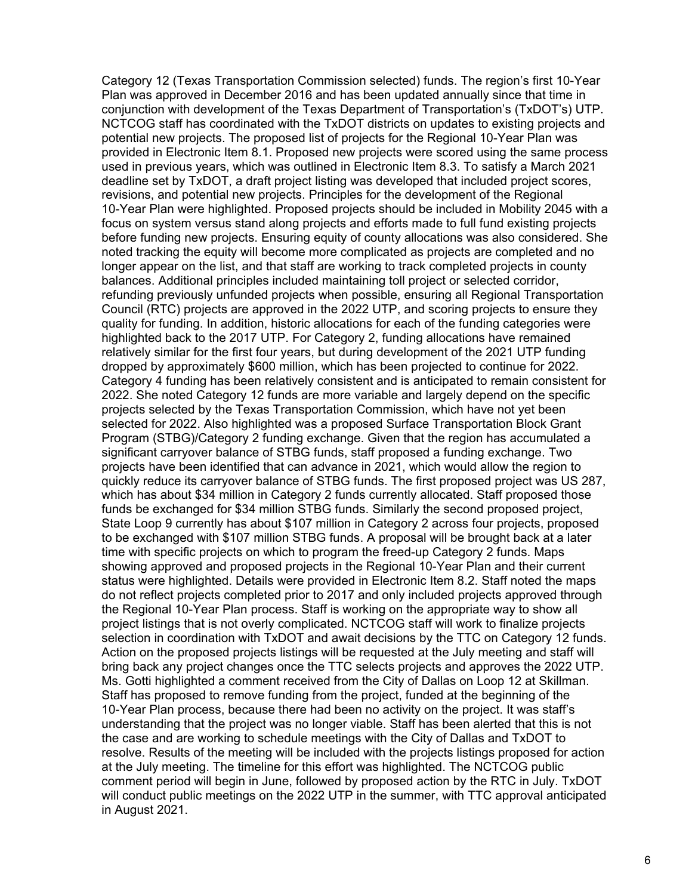Category 12 (Texas Transportation Commission selected) funds. The region's first 10-Year Plan was approved in December 2016 and has been updated annually since that time in conjunction with development of the Texas Department of Transportation's (TxDOT's) UTP. NCTCOG staff has coordinated with the TxDOT districts on updates to existing projects and potential new projects. The proposed list of projects for the Regional 10-Year Plan was provided in Electronic Item 8.1. Proposed new projects were scored using the same process used in previous years, which was outlined in Electronic Item 8.3. To satisfy a March 2021 deadline set by TxDOT, a draft project listing was developed that included project scores, revisions, and potential new projects. Principles for the development of the Regional 10-Year Plan were highlighted. Proposed projects should be included in Mobility 2045 with a focus on system versus stand along projects and efforts made to full fund existing projects before funding new projects. Ensuring equity of county allocations was also considered. She noted tracking the equity will become more complicated as projects are completed and no longer appear on the list, and that staff are working to track completed projects in county balances. Additional principles included maintaining toll project or selected corridor, refunding previously unfunded projects when possible, ensuring all Regional Transportation Council (RTC) projects are approved in the 2022 UTP, and scoring projects to ensure they quality for funding. In addition, historic allocations for each of the funding categories were highlighted back to the 2017 UTP. For Category 2, funding allocations have remained relatively similar for the first four years, but during development of the 2021 UTP funding dropped by approximately $600 million, which has been projected to continue for 2022. Category 4 funding has been relatively consistent and is anticipated to remain consistent for 2022. She noted Category 12 funds are more variable and largely depend on the specific projects selected by the Texas Transportation Commission, which have not yet been selected for 2022. Also highlighted was a proposed Surface Transportation Block Grant Program (STBG)/Category 2 funding exchange. Given that the region has accumulated a significant carryover balance of STBG funds, staff proposed a funding exchange. Two projects have been identified that can advance in 2021, which would allow the region to quickly reduce its carryover balance of STBG funds. The first proposed project was US 287, which has about $34 million in Category 2 funds currently allocated. Staff proposed those funds be exchanged for $34 million STBG funds. Similarly the second proposed project, State Loop 9 currently has about $107 million in Category 2 across four projects, proposed to be exchanged with $107 million STBG funds. A proposal will be brought back at a later time with specific projects on which to program the freed-up Category 2 funds. Maps showing approved and proposed projects in the Regional 10-Year Plan and their current status were highlighted. Details were provided in Electronic Item 8.2. Staff noted the maps do not reflect projects completed prior to 2017 and only included projects approved through the Regional 10-Year Plan process. Staff is working on the appropriate way to show all project listings that is not overly complicated. NCTCOG staff will work to finalize projects selection in coordination with TxDOT and await decisions by the TTC on Category 12 funds. Action on the proposed projects listings will be requested at the July meeting and staff will bring back any project changes once the TTC selects projects and approves the 2022 UTP. Ms. Gotti highlighted a comment received from the City of Dallas on Loop 12 at Skillman. Staff has proposed to remove funding from the project, funded at the beginning of the 10-Year Plan process, because there had been no activity on the project. It was staff's understanding that the project was no longer viable. Staff has been alerted that this is not the case and are working to schedule meetings with the City of Dallas and TxDOT to resolve. Results of the meeting will be included with the projects listings proposed for action at the July meeting. The timeline for this effort was highlighted. The NCTCOG public comment period will begin in June, followed by proposed action by the RTC in July. TxDOT will conduct public meetings on the 2022 UTP in the summer, with TTC approval anticipated in August 2021.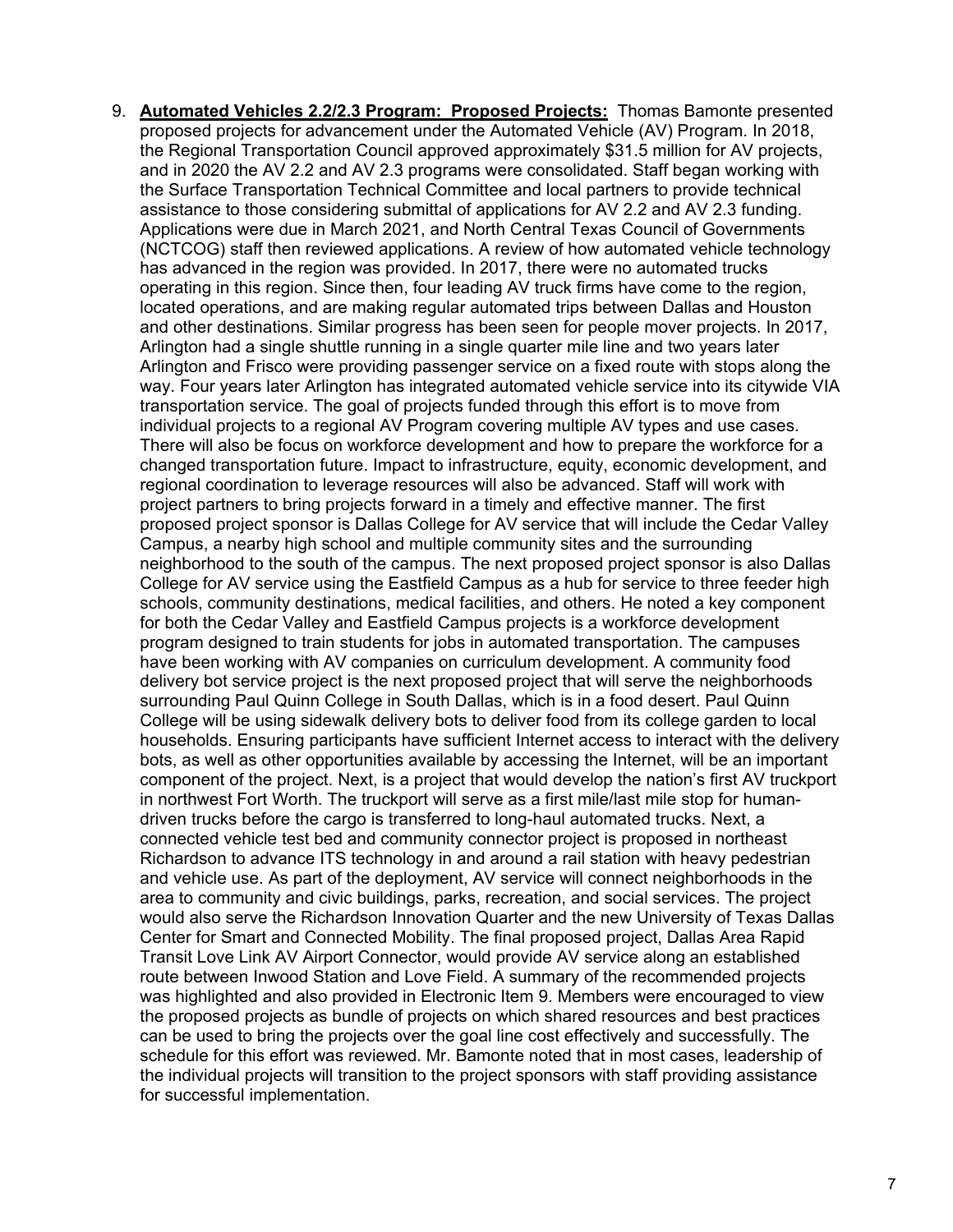9. **Automated Vehicles 2.2/2.3 Program: Proposed Projects:** Thomas Bamonte presented proposed projects for advancement under the Automated Vehicle (AV) Program. In 2018, the Regional Transportation Council approved approximately $31.5 million for AV projects, and in 2020 the AV 2.2 and AV 2.3 programs were consolidated. Staff began working with the Surface Transportation Technical Committee and local partners to provide technical assistance to those considering submittal of applications for AV 2.2 and AV 2.3 funding. Applications were due in March 2021, and North Central Texas Council of Governments (NCTCOG) staff then reviewed applications. A review of how automated vehicle technology has advanced in the region was provided. In 2017, there were no automated trucks operating in this region. Since then, four leading AV truck firms have come to the region, located operations, and are making regular automated trips between Dallas and Houston and other destinations. Similar progress has been seen for people mover projects. In 2017, Arlington had a single shuttle running in a single quarter mile line and two years later Arlington and Frisco were providing passenger service on a fixed route with stops along the way. Four years later Arlington has integrated automated vehicle service into its citywide VIA transportation service. The goal of projects funded through this effort is to move from individual projects to a regional AV Program covering multiple AV types and use cases. There will also be focus on workforce development and how to prepare the workforce for a changed transportation future. Impact to infrastructure, equity, economic development, and regional coordination to leverage resources will also be advanced. Staff will work with project partners to bring projects forward in a timely and effective manner. The first proposed project sponsor is Dallas College for AV service that will include the Cedar Valley Campus, a nearby high school and multiple community sites and the surrounding neighborhood to the south of the campus. The next proposed project sponsor is also Dallas College for AV service using the Eastfield Campus as a hub for service to three feeder high schools, community destinations, medical facilities, and others. He noted a key component for both the Cedar Valley and Eastfield Campus projects is a workforce development program designed to train students for jobs in automated transportation. The campuses have been working with AV companies on curriculum development. A community food delivery bot service project is the next proposed project that will serve the neighborhoods surrounding Paul Quinn College in South Dallas, which is in a food desert. Paul Quinn College will be using sidewalk delivery bots to deliver food from its college garden to local households. Ensuring participants have sufficient Internet access to interact with the delivery bots, as well as other opportunities available by accessing the Internet, will be an important component of the project. Next, is a project that would develop the nation's first AV truckport in northwest Fort Worth. The truckport will serve as a first mile/last mile stop for human-driven trucks before the cargo is transferred to long-haul automated trucks. Next, a connected vehicle test bed and community connector project is proposed in northeast Richardson to advance ITS technology in and around a rail station with heavy pedestrian and vehicle use. As part of the deployment, AV service will connect neighborhoods in the area to community and civic buildings, parks, recreation, and social services. The project would also serve the Richardson Innovation Quarter and the new University of Texas Dallas Center for Smart and Connected Mobility. The final proposed project, Dallas Area Rapid Transit Love Link AV Airport Connector, would provide AV service along an established route between Inwood Station and Love Field. A summary of the recommended projects was highlighted and also provided in Electronic Item 9. Members were encouraged to view the proposed projects as bundle of projects on which shared resources and best practices can be used to bring the projects over the goal line cost effectively and successfully. The schedule for this effort was reviewed. Mr. Bamonte noted that in most cases, leadership of the individual projects will transition to the project sponsors with staff providing assistance for successful implementation.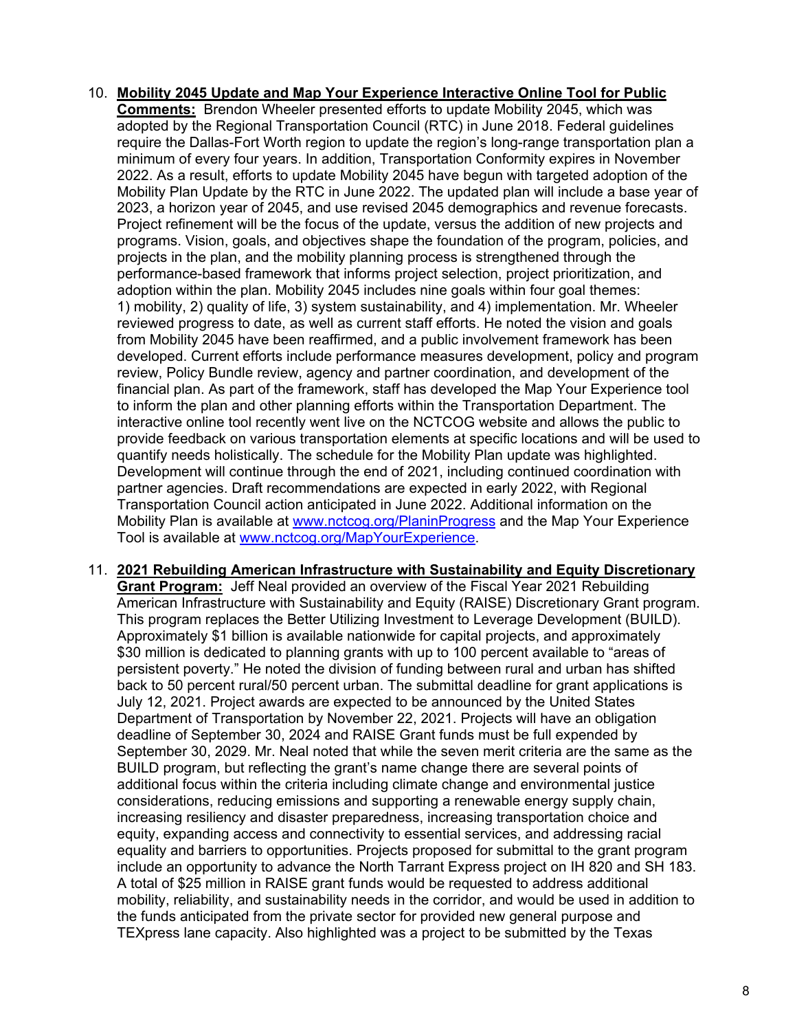10. **Mobility 2045 Update and Map Your Experience Interactive Online Tool for Public Comments:** Brendon Wheeler presented efforts to update Mobility 2045, which was adopted by the Regional Transportation Council (RTC) in June 2018. Federal guidelines require the Dallas-Fort Worth region to update the region's long-range transportation plan a minimum of every four years. In addition, Transportation Conformity expires in November 2022. As a result, efforts to update Mobility 2045 have begun with targeted adoption of the Mobility Plan Update by the RTC in June 2022. The updated plan will include a base year of 2023, a horizon year of 2045, and use revised 2045 demographics and revenue forecasts. Project refinement will be the focus of the update, versus the addition of new projects and programs. Vision, goals, and objectives shape the foundation of the program, policies, and projects in the plan, and the mobility planning process is strengthened through the performance-based framework that informs project selection, project prioritization, and adoption within the plan. Mobility 2045 includes nine goals within four goal themes: 1) mobility, 2) quality of life, 3) system sustainability, and 4) implementation. Mr. Wheeler reviewed progress to date, as well as current staff efforts. He noted the vision and goals from Mobility 2045 have been reaffirmed, and a public involvement framework has been developed. Current efforts include performance measures development, policy and program review, Policy Bundle review, agency and partner coordination, and development of the financial plan. As part of the framework, staff has developed the Map Your Experience tool to inform the plan and other planning efforts within the Transportation Department. The interactive online tool recently went live on the NCTCOG website and allows the public to provide feedback on various transportation elements at specific locations and will be used to quantify needs holistically. The schedule for the Mobility Plan update was highlighted. Development will continue through the end of 2021, including continued coordination with partner agencies. Draft recommendations are expected in early 2022, with Regional Transportation Council action anticipated in June 2022. Additional information on the Mobility Plan is available at [www.nctcog.org/PlaninProgress](www.nctcog.org/PlaninProgress) and the Map Your Experience Tool is available at [www.nctcog.org/MapYourExperience](www.nctcog.org/MapYourExperience).

11. **2021 Rebuilding American Infrastructure with Sustainability and Equity Discretionary Grant Program:** Jeff Neal provided an overview of the Fiscal Year 2021 Rebuilding American Infrastructure with Sustainability and Equity (RAISE) Discretionary Grant program. This program replaces the Better Utilizing Investment to Leverage Development (BUILD). Approximately $1 billion is available nationwide for capital projects, and approximately $30 million is dedicated to planning grants with up to 100 percent available to "areas of persistent poverty." He noted the division of funding between rural and urban has shifted back to 50 percent rural/50 percent urban. The submittal deadline for grant applications is July 12, 2021. Project awards are expected to be announced by the United States Department of Transportation by November 22, 2021. Projects will have an obligation deadline of September 30, 2024 and RAISE Grant funds must be full expended by September 30, 2029. Mr. Neal noted that while the seven merit criteria are the same as the BUILD program, but reflecting the grant's name change there are several points of additional focus within the criteria including climate change and environmental justice considerations, reducing emissions and supporting a renewable energy supply chain, increasing resiliency and disaster preparedness, increasing transportation choice and equity, expanding access and connectivity to essential services, and addressing racial equality and barriers to opportunities. Projects proposed for submittal to the grant program include an opportunity to advance the North Tarrant Express project on IH 820 and SH 183. A total of $25 million in RAISE grant funds would be requested to address additional mobility, reliability, and sustainability needs in the corridor, and would be used in addition to the funds anticipated from the private sector for provided new general purpose and TEXpress lane capacity. Also highlighted was a project to be submitted by the Texas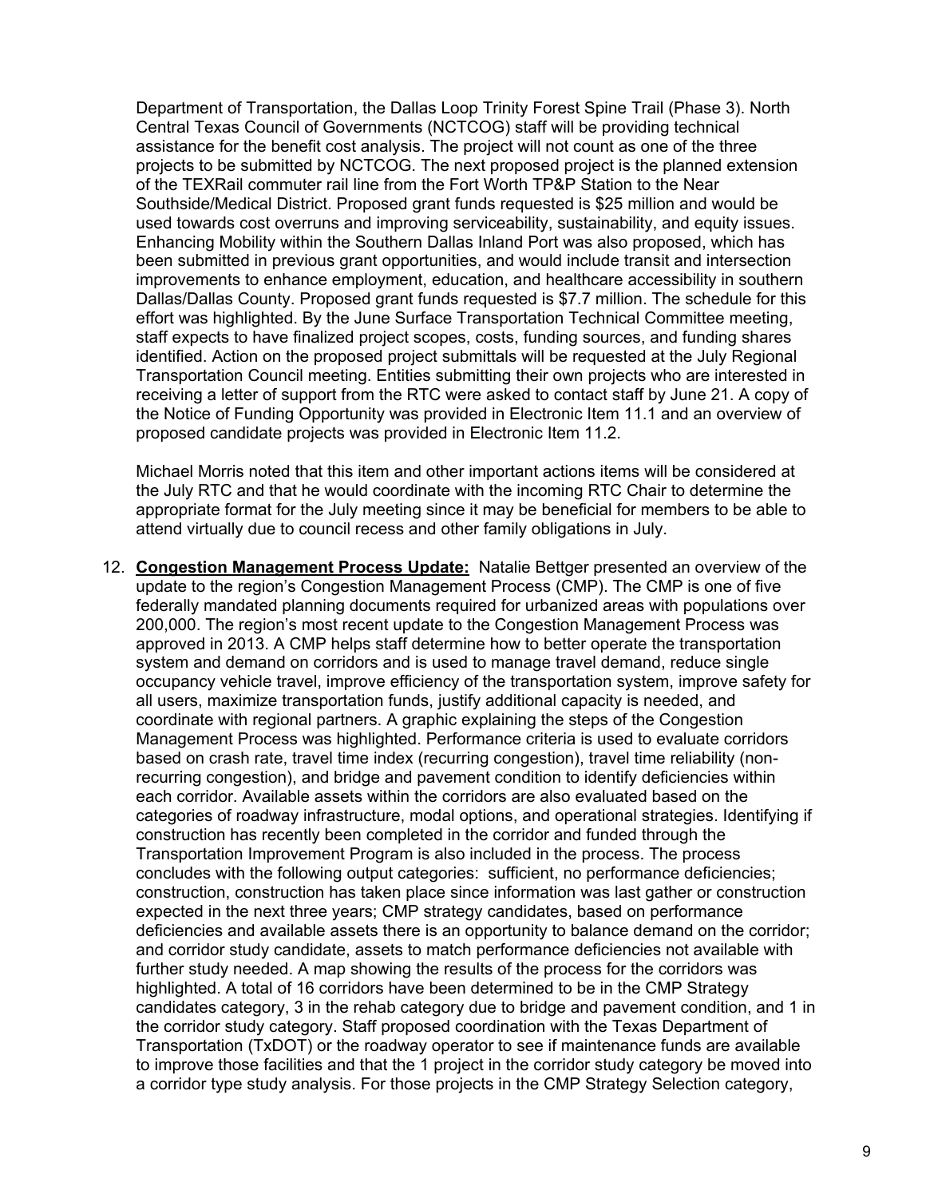Department of Transportation, the Dallas Loop Trinity Forest Spine Trail (Phase 3). North Central Texas Council of Governments (NCTCOG) staff will be providing technical assistance for the benefit cost analysis. The project will not count as one of the three projects to be submitted by NCTCOG. The next proposed project is the planned extension of the TEXRail commuter rail line from the Fort Worth TP&P Station to the Near Southside/Medical District. Proposed grant funds requested is $25 million and would be used towards cost overruns and improving serviceability, sustainability, and equity issues. Enhancing Mobility within the Southern Dallas Inland Port was also proposed, which has been submitted in previous grant opportunities, and would include transit and intersection improvements to enhance employment, education, and healthcare accessibility in southern Dallas/Dallas County. Proposed grant funds requested is $7.7 million. The schedule for this effort was highlighted. By the June Surface Transportation Technical Committee meeting, staff expects to have finalized project scopes, costs, funding sources, and funding shares identified. Action on the proposed project submittals will be requested at the July Regional Transportation Council meeting. Entities submitting their own projects who are interested in receiving a letter of support from the RTC were asked to contact staff by June 21. A copy of the Notice of Funding Opportunity was provided in Electronic Item 11.1 and an overview of proposed candidate projects was provided in Electronic Item 11.2.

Michael Morris noted that this item and other important actions items will be considered at the July RTC and that he would coordinate with the incoming RTC Chair to determine the appropriate format for the July meeting since it may be beneficial for members to be able to attend virtually due to council recess and other family obligations in July.

12. **Congestion Management Process Update:** Natalie Bettger presented an overview of the update to the region's Congestion Management Process (CMP). The CMP is one of five federally mandated planning documents required for urbanized areas with populations over 200,000. The region's most recent update to the Congestion Management Process was approved in 2013. A CMP helps staff determine how to better operate the transportation system and demand on corridors and is used to manage travel demand, reduce single occupancy vehicle travel, improve efficiency of the transportation system, improve safety for all users, maximize transportation funds, justify additional capacity is needed, and coordinate with regional partners. A graphic explaining the steps of the Congestion Management Process was highlighted. Performance criteria is used to evaluate corridors based on crash rate, travel time index (recurring congestion), travel time reliability (non-recurring congestion), and bridge and pavement condition to identify deficiencies within each corridor. Available assets within the corridors are also evaluated based on the categories of roadway infrastructure, modal options, and operational strategies. Identifying if construction has recently been completed in the corridor and funded through the Transportation Improvement Program is also included in the process. The process concludes with the following output categories: sufficient, no performance deficiencies; construction, construction has taken place since information was last gather or construction expected in the next three years; CMP strategy candidates, based on performance deficiencies and available assets there is an opportunity to balance demand on the corridor; and corridor study candidate, assets to match performance deficiencies not available with further study needed. A map showing the results of the process for the corridors was highlighted. A total of 16 corridors have been determined to be in the CMP Strategy candidates category, 3 in the rehab category due to bridge and pavement condition, and 1 in the corridor study category. Staff proposed coordination with the Texas Department of Transportation (TxDOT) or the roadway operator to see if maintenance funds are available to improve those facilities and that the 1 project in the corridor study category be moved into a corridor type study analysis. For those projects in the CMP Strategy Selection category,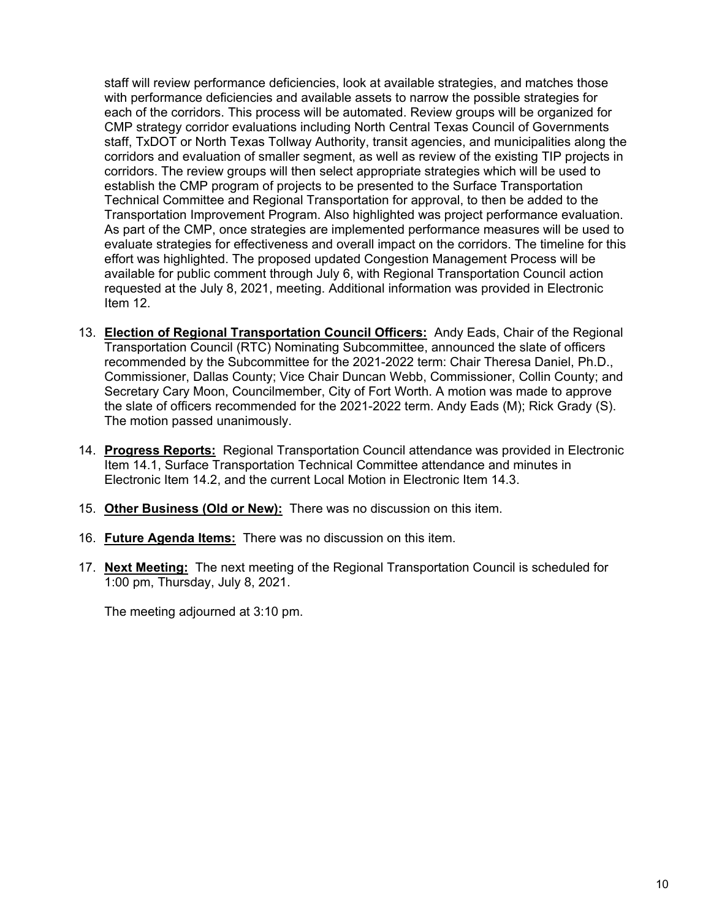staff will review performance deficiencies, look at available strategies, and matches those with performance deficiencies and available assets to narrow the possible strategies for each of the corridors. This process will be automated. Review groups will be organized for CMP strategy corridor evaluations including North Central Texas Council of Governments staff, TxDOT or North Texas Tollway Authority, transit agencies, and municipalities along the corridors and evaluation of smaller segment, as well as review of the existing TIP projects in corridors. The review groups will then select appropriate strategies which will be used to establish the CMP program of projects to be presented to the Surface Transportation Technical Committee and Regional Transportation for approval, to then be added to the Transportation Improvement Program. Also highlighted was project performance evaluation. As part of the CMP, once strategies are implemented performance measures will be used to evaluate strategies for effectiveness and overall impact on the corridors. The timeline for this effort was highlighted. The proposed updated Congestion Management Process will be available for public comment through July 6, with Regional Transportation Council action requested at the July 8, 2021, meeting. Additional information was provided in Electronic Item 12.

13. **Election of Regional Transportation Council Officers:** Andy Eads, Chair of the Regional Transportation Council (RTC) Nominating Subcommittee, announced the slate of officers recommended by the Subcommittee for the 2021-2022 term: Chair Theresa Daniel, Ph.D., Commissioner, Dallas County; Vice Chair Duncan Webb, Commissioner, Collin County; and Secretary Cary Moon, Councilmember, City of Fort Worth. A motion was made to approve the slate of officers recommended for the 2021-2022 term. Andy Eads (M); Rick Grady (S). The motion passed unanimously.

14. **Progress Reports:** Regional Transportation Council attendance was provided in Electronic Item 14.1, Surface Transportation Technical Committee attendance and minutes in Electronic Item 14.2, and the current Local Motion in Electronic Item 14.3.

15. **Other Business (Old or New):** There was no discussion on this item.

16. **Future Agenda Items:** There was no discussion on this item.

17. **Next Meeting:** The next meeting of the Regional Transportation Council is scheduled for 1:00 pm, Thursday, July 8, 2021.

    The meeting adjourned at 3:10 pm.